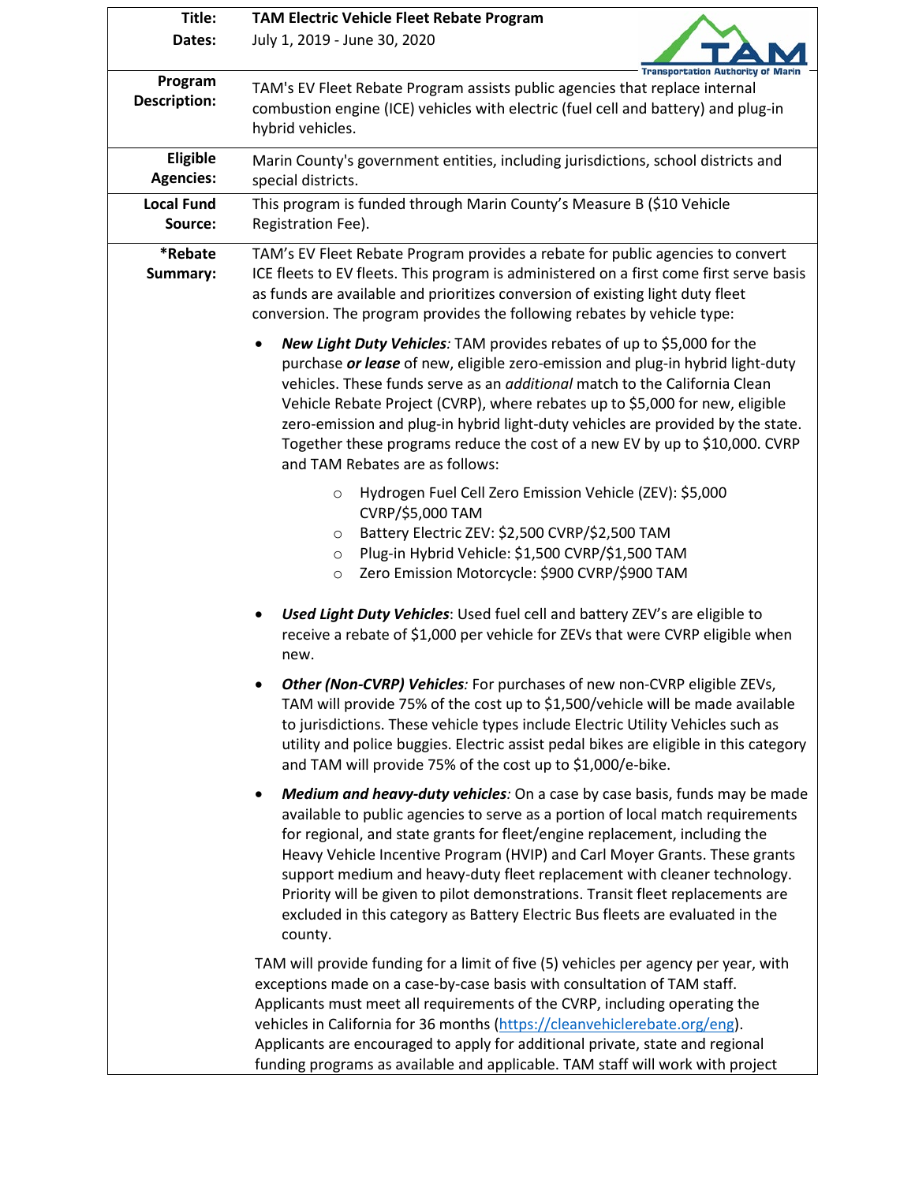| | |
|---|---|
| **Title:** | **TAM Electric Vehicle Fleet Rebate Program** |
| **Dates:** | July 1, 2019 - June 30, 2020 |
| **Program Description:** | TAM's EV Fleet Rebate Program assists public agencies that replace internal combustion engine (ICE) vehicles with electric (fuel cell and battery) and plug-in hybrid vehicles. |
| **Eligible Agencies:** | Marin County's government entities, including jurisdictions, school districts and special districts. |
| **Local Fund Source:** | This program is funded through Marin County's Measure B ($10 Vehicle Registration Fee). |

**\*Rebate Summary:**

TAM's EV Fleet Rebate Program provides a rebate for public agencies to convert ICE fleets to EV fleets. This program is administered on a first come first serve basis as funds are available and prioritizes conversion of existing light duty fleet conversion. The program provides the following rebates by vehicle type:

- ***New Light Duty Vehicles:*** TAM provides rebates of up to $5,000 for the purchase ***or lease*** of new, eligible zero-emission and plug-in hybrid light-duty vehicles. These funds serve as an *additional* match to the California Clean Vehicle Rebate Project (CVRP), where rebates up to $5,000 for new, eligible zero-emission and plug-in hybrid light-duty vehicles are provided by the state. Together these programs reduce the cost of a new EV by up to $10,000. CVRP and TAM Rebates are as follows:
    - Hydrogen Fuel Cell Zero Emission Vehicle (ZEV): $5,000 CVRP/$5,000 TAM
    - Battery Electric ZEV: $2,500 CVRP/$2,500 TAM
    - Plug-in Hybrid Vehicle: $1,500 CVRP/$1,500 TAM
    - Zero Emission Motorcycle: $900 CVRP/$900 TAM

- ***Used Light Duty Vehicles***: Used fuel cell and battery ZEV's are eligible to receive a rebate of $1,000 per vehicle for ZEVs that were CVRP eligible when new.

- ***Other (Non-CVRP) Vehicles:*** For purchases of new non-CVRP eligible ZEVs, TAM will provide 75% of the cost up to $1,500/vehicle will be made available to jurisdictions. These vehicle types include Electric Utility Vehicles such as utility and police buggies. Electric assist pedal bikes are eligible in this category and TAM will provide 75% of the cost up to $1,000/e-bike.

- ***Medium and heavy-duty vehicles:*** On a case by case basis, funds may be made available to public agencies to serve as a portion of local match requirements for regional, and state grants for fleet/engine replacement, including the Heavy Vehicle Incentive Program (HVIP) and Carl Moyer Grants. These grants support medium and heavy-duty fleet replacement with cleaner technology. Priority will be given to pilot demonstrations. Transit fleet replacements are excluded in this category as Battery Electric Bus fleets are evaluated in the county.

TAM will provide funding for a limit of five (5) vehicles per agency per year, with exceptions made on a case-by-case basis with consultation of TAM staff. Applicants must meet all requirements of the CVRP, including operating the vehicles in California for 36 months (https://cleanvehiclerebate.org/eng). Applicants are encouraged to apply for additional private, state and regional funding programs as available and applicable. TAM staff will work with project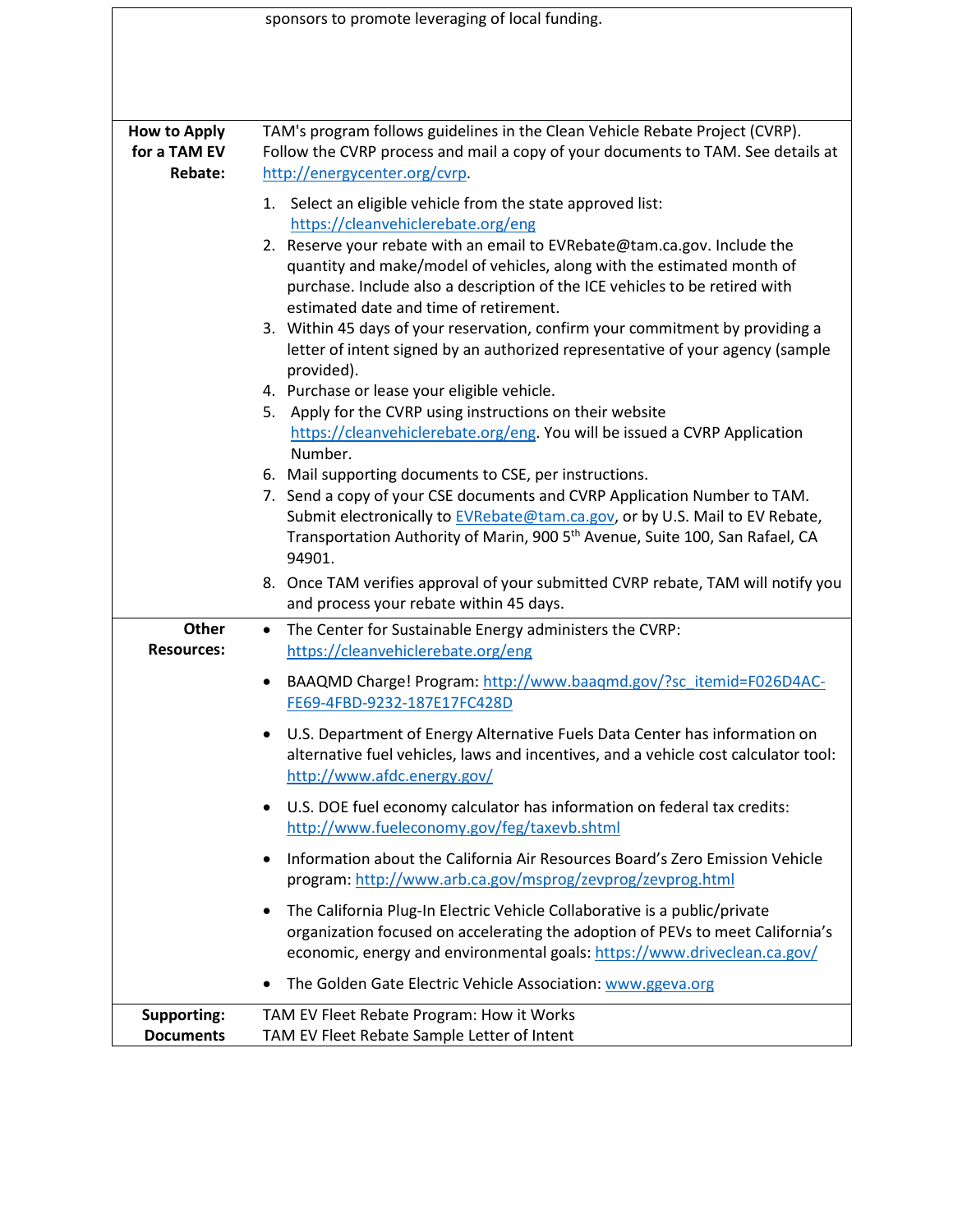| | |
|---|---|
| | sponsors to promote leveraging of local funding. |
| **How to Apply for a TAM EV Rebate:** | TAM's program follows guidelines in the Clean Vehicle Rebate Project (CVRP). Follow the CVRP process and mail a copy of your documents to TAM. See details at http://energycenter.org/cvrp.<br><br>1. Select an eligible vehicle from the state approved list: https://cleanvehiclerebate.org/eng<br>2. Reserve your rebate with an email to EVRebate@tam.ca.gov. Include the quantity and make/model of vehicles, along with the estimated month of purchase. Include also a description of the ICE vehicles to be retired with estimated date and time of retirement.<br>3. Within 45 days of your reservation, confirm your commitment by providing a letter of intent signed by an authorized representative of your agency (sample provided).<br>4. Purchase or lease your eligible vehicle.<br>5. Apply for the CVRP using instructions on their website https://cleanvehiclerebate.org/eng. You will be issued a CVRP Application Number.<br>6. Mail supporting documents to CSE, per instructions.<br>7. Send a copy of your CSE documents and CVRP Application Number to TAM. Submit electronically to EVRebate@tam.ca.gov, or by U.S. Mail to EV Rebate, Transportation Authority of Marin, 900 5th Avenue, Suite 100, San Rafael, CA 94901.<br>8. Once TAM verifies approval of your submitted CVRP rebate, TAM will notify you and process your rebate within 45 days. |
| **Other Resources:** | • The Center for Sustainable Energy administers the CVRP: https://cleanvehiclerebate.org/eng<br>• BAAQMD Charge! Program: http://www.baaqmd.gov/?sc_itemid=F026D4AC-FE69-4FBD-9232-187E17FC428D<br>• U.S. Department of Energy Alternative Fuels Data Center has information on alternative fuel vehicles, laws and incentives, and a vehicle cost calculator tool: http://www.afdc.energy.gov/<br>• U.S. DOE fuel economy calculator has information on federal tax credits: http://www.fueleconomy.gov/feg/taxevb.shtml<br>• Information about the California Air Resources Board's Zero Emission Vehicle program: http://www.arb.ca.gov/msprog/zevprog/zevprog.html<br>• The California Plug-In Electric Vehicle Collaborative is a public/private organization focused on accelerating the adoption of PEVs to meet California's economic, energy and environmental goals: https://www.driveclean.ca.gov/<br>• The Golden Gate Electric Vehicle Association: www.ggeva.org |
| **Supporting: Documents** | TAM EV Fleet Rebate Program: How it Works<br>TAM EV Fleet Rebate Sample Letter of Intent |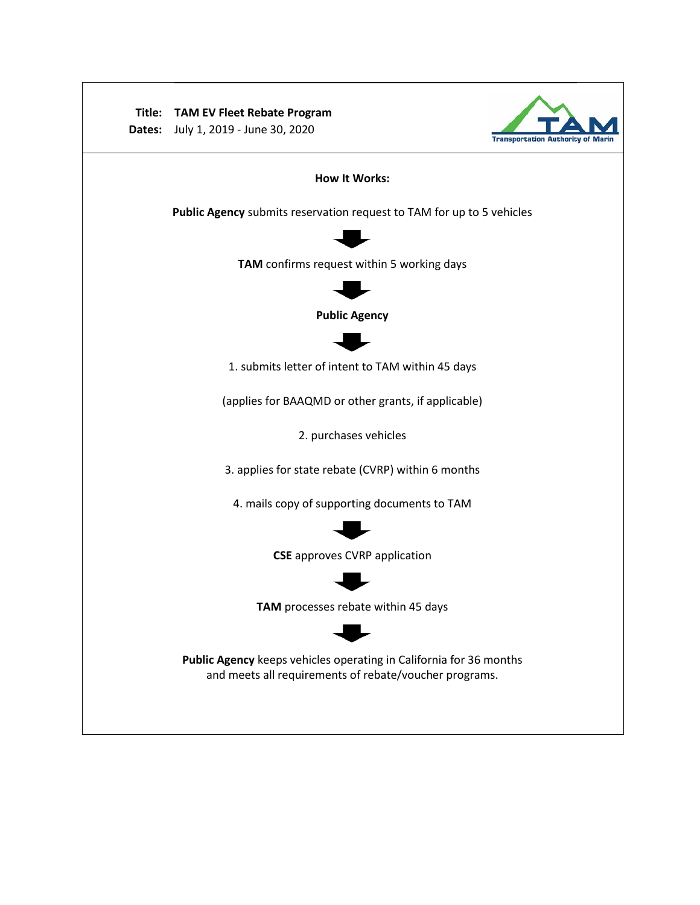**Title:** **TAM EV Fleet Rebate Program**
**Dates:** July 1, 2019 - June 30, 2020

Transportation Authority of Marin

**How It Works:**

**Public Agency** submits reservation request to TAM for up to 5 vehicles

↓

**TAM** confirms request within 5 working days

↓

**Public Agency**

↓

1. submits letter of intent to TAM within 45 days

(applies for BAAQMD or other grants, if applicable)

2. purchases vehicles

3. applies for state rebate (CVRP) within 6 months

4. mails copy of supporting documents to TAM

↓

**CSE** approves CVRP application

↓

**TAM** processes rebate within 45 days

↓

**Public Agency** keeps vehicles operating in California for 36 months and meets all requirements of rebate/voucher programs.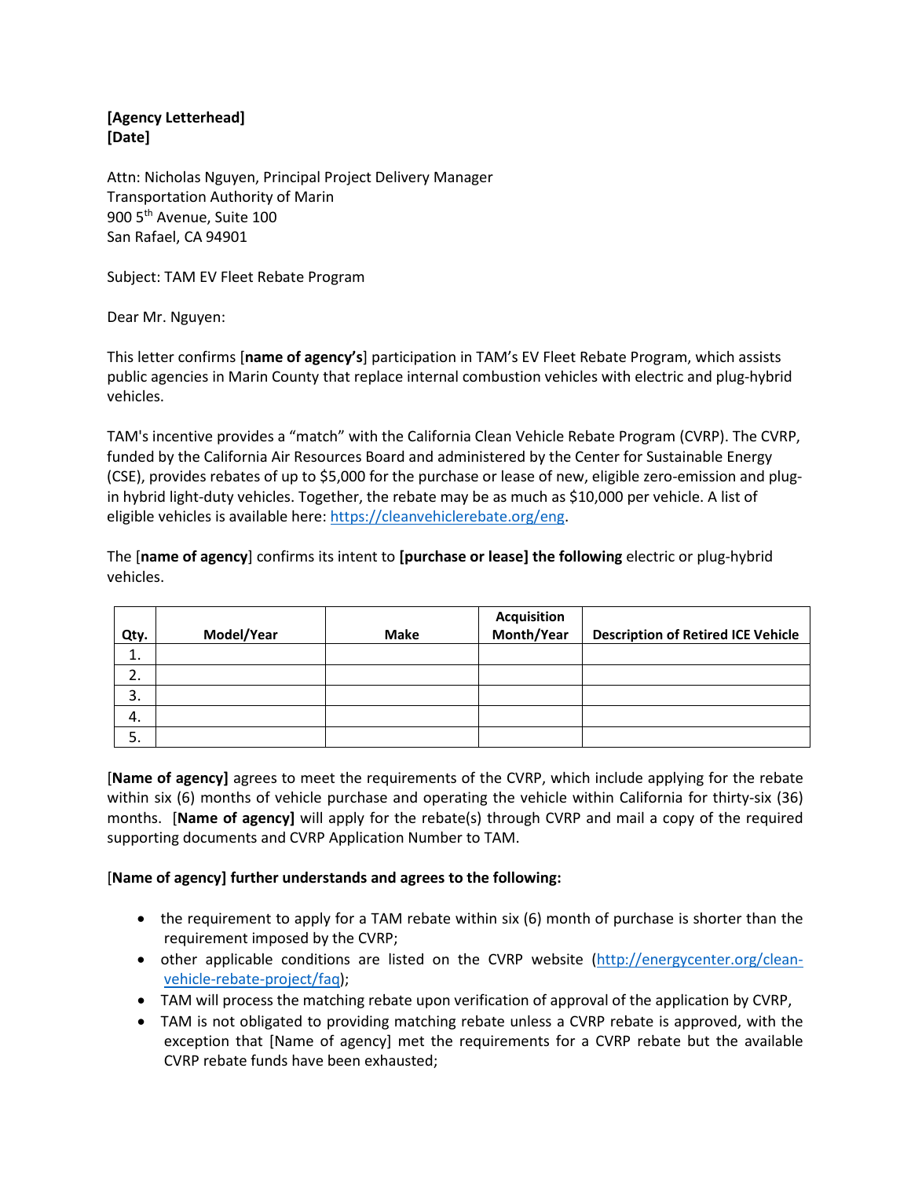**[Agency Letterhead]**
**[Date]**

Attn: Nicholas Nguyen, Principal Project Delivery Manager
Transportation Authority of Marin
900 5th Avenue, Suite 100
San Rafael, CA 94901

Subject: TAM EV Fleet Rebate Program

Dear Mr. Nguyen:

This letter confirms [**name of agency's**] participation in TAM's EV Fleet Rebate Program, which assists public agencies in Marin County that replace internal combustion vehicles with electric and plug-hybrid vehicles.

TAM's incentive provides a "match" with the California Clean Vehicle Rebate Program (CVRP). The CVRP, funded by the California Air Resources Board and administered by the Center for Sustainable Energy (CSE), provides rebates of up to $5,000 for the purchase or lease of new, eligible zero-emission and plug-in hybrid light-duty vehicles. Together, the rebate may be as much as $10,000 per vehicle. A list of eligible vehicles is available here: https://cleanvehiclerebate.org/eng.

The [**name of agency**] confirms its intent to **[purchase or lease] the following** electric or plug-hybrid vehicles.

| Qty. | Model/Year | Make | Acquisition Month/Year | Description of Retired ICE Vehicle |
|---|---|---|---|---|
| 1. | | | | |
| 2. | | | | |
| 3. | | | | |
| 4. | | | | |
| 5. | | | | |

[**Name of agency]** agrees to meet the requirements of the CVRP, which include applying for the rebate within six (6) months of vehicle purchase and operating the vehicle within California for thirty-six (36) months. [**Name of agency]** will apply for the rebate(s) through CVRP and mail a copy of the required supporting documents and CVRP Application Number to TAM.

[**Name of agency] further understands and agrees to the following:**

- the requirement to apply for a TAM rebate within six (6) month of purchase is shorter than the requirement imposed by the CVRP;
- other applicable conditions are listed on the CVRP website (http://energycenter.org/clean-vehicle-rebate-project/faq);
- TAM will process the matching rebate upon verification of approval of the application by CVRP,
- TAM is not obligated to providing matching rebate unless a CVRP rebate is approved, with the exception that [Name of agency] met the requirements for a CVRP rebate but the available CVRP rebate funds have been exhausted;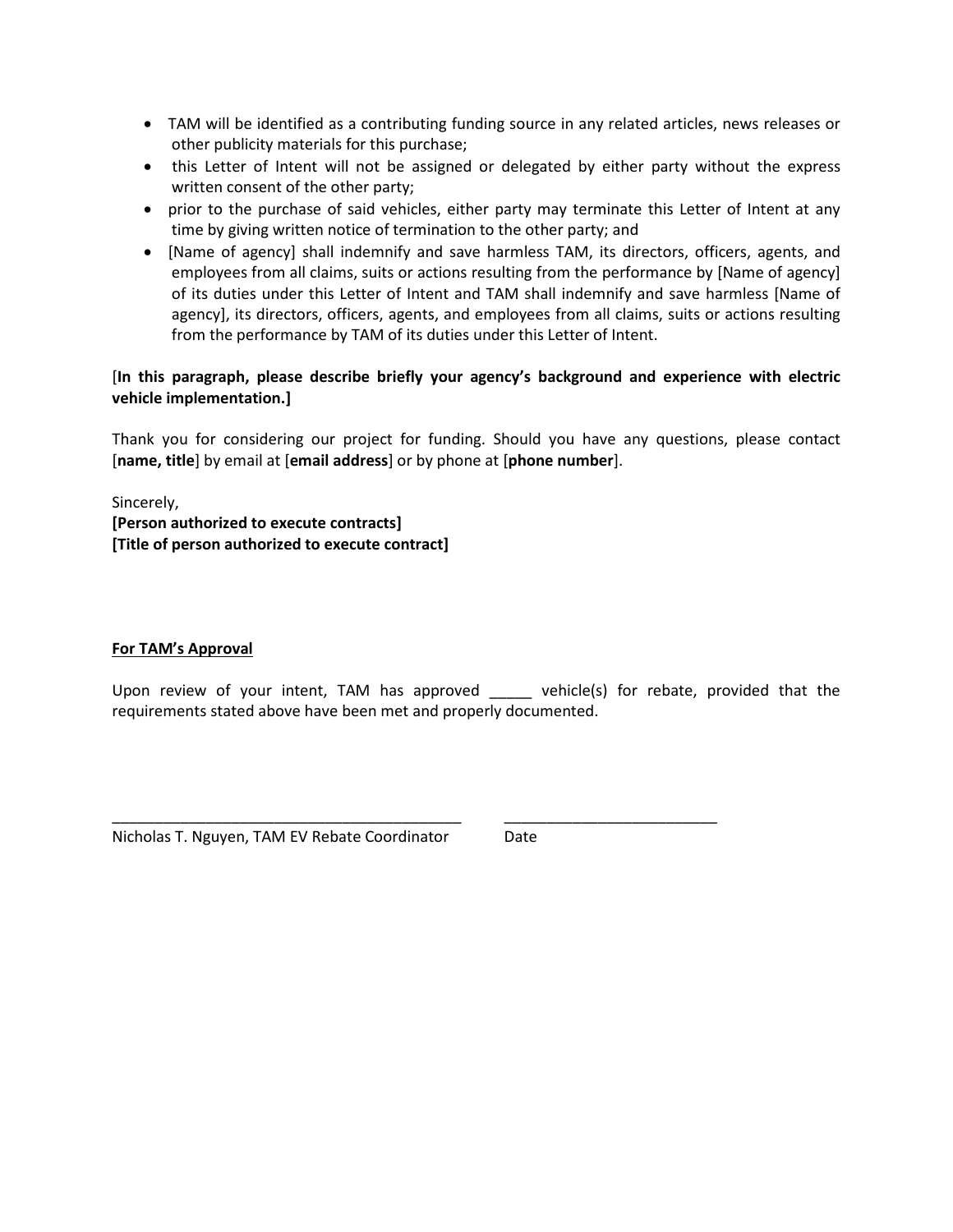- TAM will be identified as a contributing funding source in any related articles, news releases or other publicity materials for this purchase;
- this Letter of Intent will not be assigned or delegated by either party without the express written consent of the other party;
- prior to the purchase of said vehicles, either party may terminate this Letter of Intent at any time by giving written notice of termination to the other party; and
- [Name of agency] shall indemnify and save harmless TAM, its directors, officers, agents, and employees from all claims, suits or actions resulting from the performance by [Name of agency] of its duties under this Letter of Intent and TAM shall indemnify and save harmless [Name of agency], its directors, officers, agents, and employees from all claims, suits or actions resulting from the performance by TAM of its duties under this Letter of Intent.

[**In this paragraph, please describe briefly your agency's background and experience with electric vehicle implementation.]**

Thank you for considering our project for funding. Should you have any questions, please contact [**name, title**] by email at [**email address**] or by phone at [**phone number**].

Sincerely,
**[Person authorized to execute contracts]**
**[Title of person authorized to execute contract]**

__For TAM's Approval__

Upon review of your intent, TAM has approved _____ vehicle(s) for rebate, provided that the requirements stated above have been met and properly documented.

___________________________________________ ___________________________

Nicholas T. Nguyen, TAM EV Rebate Coordinator Date